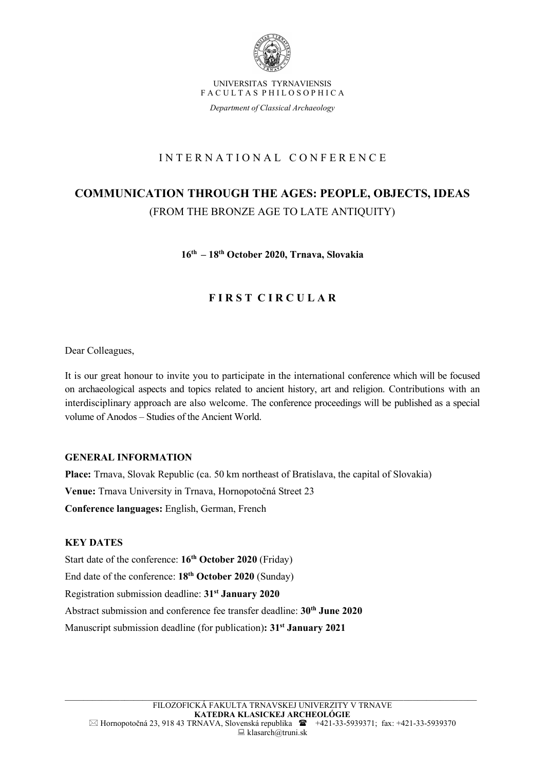UNIVERSITAS TYRNAVIENSIS
FACULTAS PHILOSOPHICA

*Department of Classical Archaeology*

INTERNATIONAL CONFERENCE

# COMMUNICATION THROUGH THE AGES: PEOPLE, OBJECTS, IDEAS

(FROM THE BRONZE AGE TO LATE ANTIQUITY)

**16th – 18th October 2020, Trnava, Slovakia**

## FIRST CIRCULAR

Dear Colleagues,

It is our great honour to invite you to participate in the international conference which will be focused on archaeological aspects and topics related to ancient history, art and religion. Contributions with an interdisciplinary approach are also welcome. The conference proceedings will be published as a special volume of Anodos – Studies of the Ancient World.

### GENERAL INFORMATION

**Place:** Trnava, Slovak Republic (ca. 50 km northeast of Bratislava, the capital of Slovakia)

**Venue:** Trnava University in Trnava, Hornopotočná Street 23

**Conference languages:** English, German, French

### KEY DATES

Start date of the conference: **16th October 2020** (Friday)

End date of the conference: **18th October 2020** (Sunday)

Registration submission deadline: **31st January 2020**

Abstract submission and conference fee transfer deadline: **30th June 2020**

Manuscript submission deadline (for publication)**: 31st January 2021**

FILOZOFICKÁ FAKULTA TRNAVSKEJ UNIVERZITY V TRNAVE
**KATEDRA KLASICKEJ ARCHEOLÓGIE**
Hornopotočná 23, 918 43 TRNAVA, Slovenská republika +421-33-5939371; fax: +421-33-5939370
klasarch@truni.sk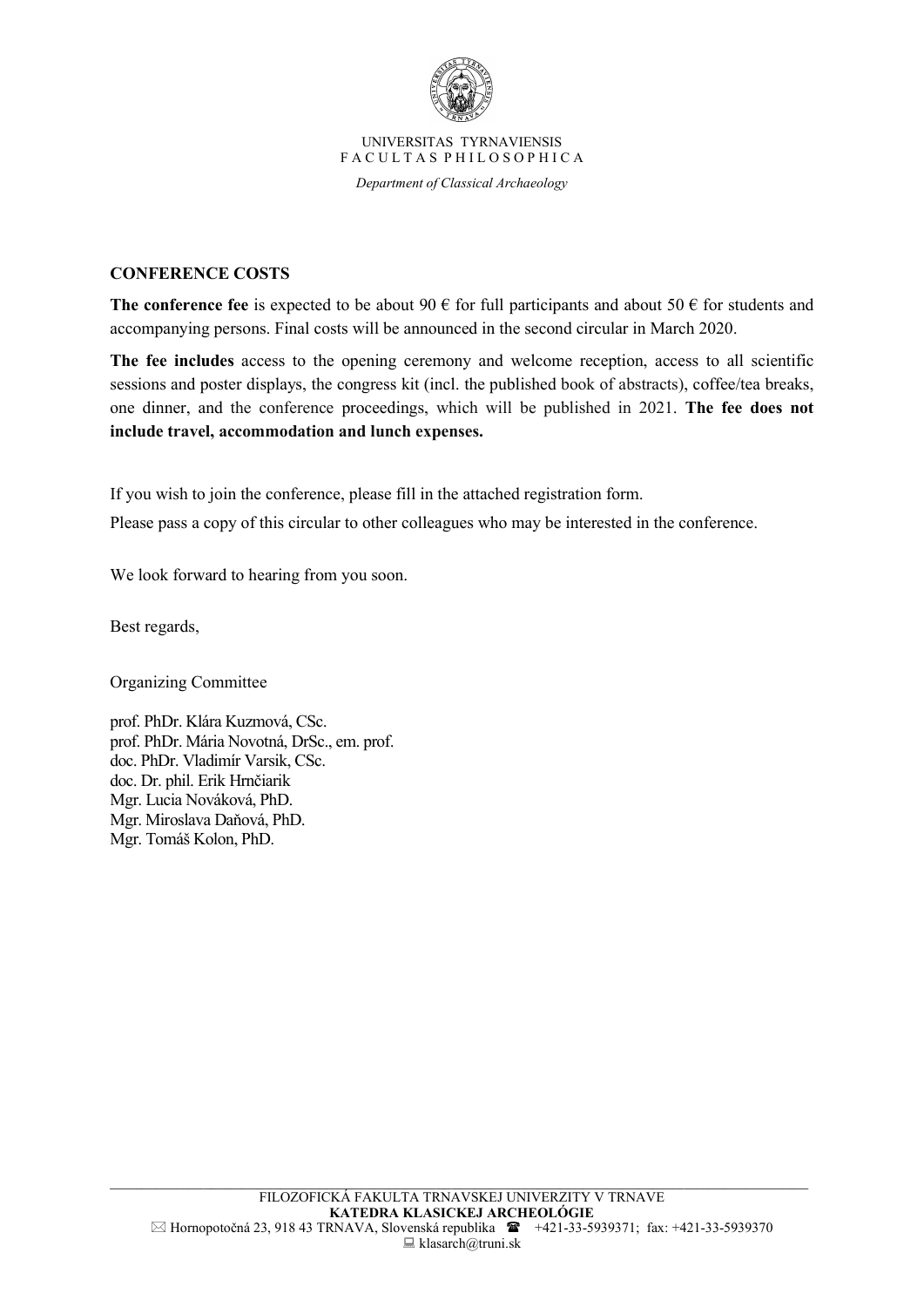UNIVERSITAS TYRNAVIENSIS
FACULTAS PHILOSOPHICA

*Department of Classical Archaeology*

## CONFERENCE COSTS

**The conference fee** is expected to be about 90 € for full participants and about 50 € for students and accompanying persons. Final costs will be announced in the second circular in March 2020.

**The fee includes** access to the opening ceremony and welcome reception, access to all scientific sessions and poster displays, the congress kit (incl. the published book of abstracts), coffee/tea breaks, one dinner, and the conference proceedings, which will be published in 2021. **The fee does not include travel, accommodation and lunch expenses.**

If you wish to join the conference, please fill in the attached registration form.

Please pass a copy of this circular to other colleagues who may be interested in the conference.

We look forward to hearing from you soon.

Best regards,

Organizing Committee

prof. PhDr. Klára Kuzmová, CSc.
prof. PhDr. Mária Novotná, DrSc., em. prof.
doc. PhDr. Vladimír Varsik, CSc.
doc. Dr. phil. Erik Hrnčiarik
Mgr. Lucia Nováková, PhD.
Mgr. Miroslava Daňová, PhD.
Mgr. Tomáš Kolon, PhD.

FILOZOFICKÁ FAKULTA TRNAVSKEJ UNIVERZITY V TRNAVE
**KATEDRA KLASICKEJ ARCHEOLÓGIE**
Hornopotočná 23, 918 43 TRNAVA, Slovenská republika ☎ +421-33-5939371; fax: +421-33-5939370
klasarch@truni.sk